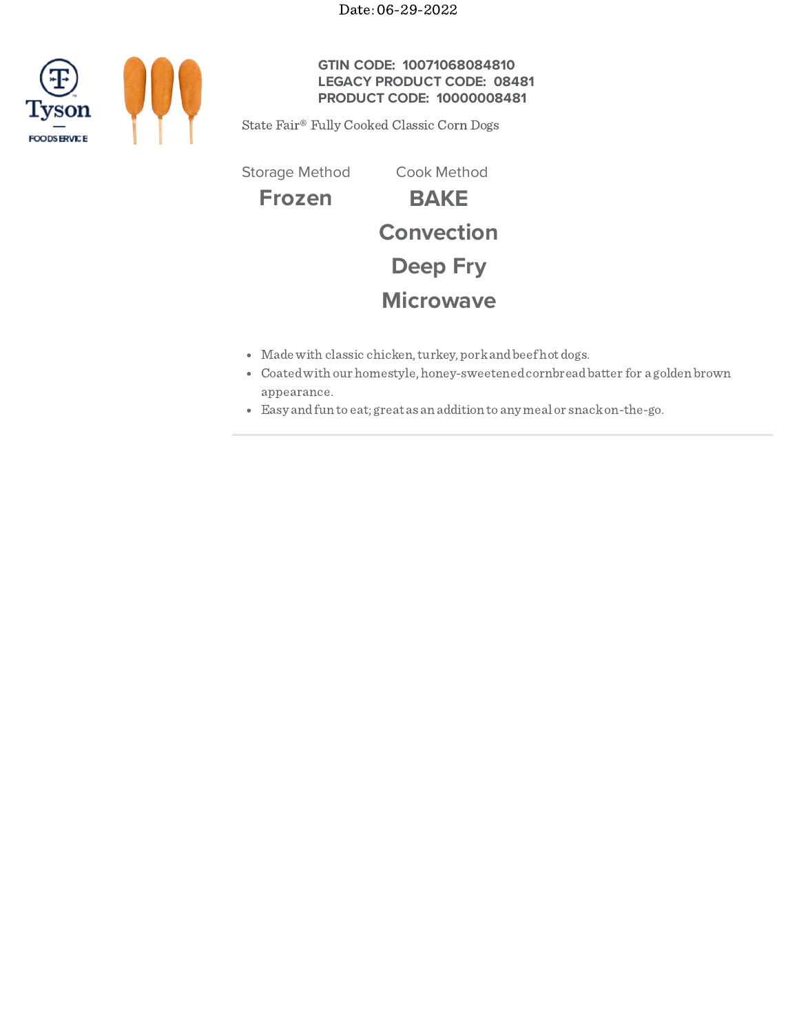Date: 06-29-2022

Tyson FOODSERVICE

**GTIN CODE: 10071068084810**
**LEGACY PRODUCT CODE: 08481**
**PRODUCT CODE: 10000008481**

State Fair® Fully Cooked Classic Corn Dogs

| Storage Method | Cook Method |
| --- | --- |
| **Frozen** | **BAKE** |
| | **Convection** |
| | **Deep Fry** |
| | **Microwave** |

- Made with classic chicken, turkey, pork and beef hot dogs.
- Coated with our homestyle, honey-sweetened cornbread batter for a golden brown appearance.
- Easy and fun to eat; great as an addition to any meal or snack on-the-go.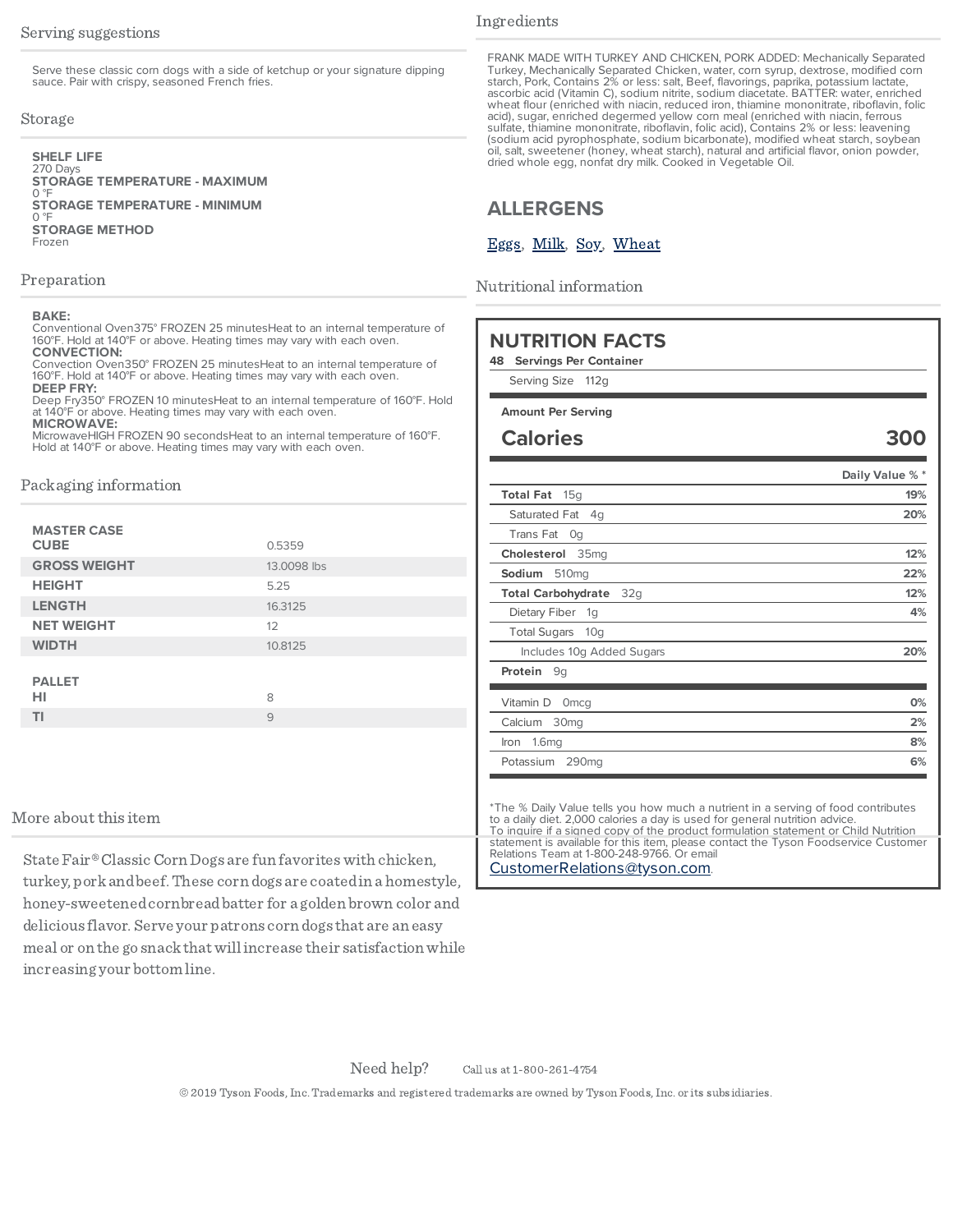## Serving suggestions

Serve these classic corn dogs with a side of ketchup or your signature dipping sauce. Pair with crispy, seasoned French fries.

## Storage

**SHELF LIFE**
270 Days
**STORAGE TEMPERATURE - MAXIMUM**
0 °F
**STORAGE TEMPERATURE - MINIMUM**
0 °F
**STORAGE METHOD**
Frozen

## Preparation

**BAKE:**
Conventional Oven375° FROZEN 25 minutesHeat to an internal temperature of 160°F. Hold at 140°F or above. Heating times may vary with each oven.
**CONVECTION:**
Convection Oven350° FROZEN 25 minutesHeat to an internal temperature of 160°F. Hold at 140°F or above. Heating times may vary with each oven.
**DEEP FRY:**
Deep Fry350° FROZEN 10 minutesHeat to an internal temperature of 160°F. Hold at 140°F or above. Heating times may vary with each oven.
**MICROWAVE:**
MicrowaveHIGH FROZEN 90 secondsHeat to an internal temperature of 160°F. Hold at 140°F or above. Heating times may vary with each oven.

## Packaging information

| | |
|---|---|
| **MASTER CASE** | |
| **CUBE** | 0.5359 |
| **GROSS WEIGHT** | 13.0098 lbs |
| **HEIGHT** | 5.25 |
| **LENGTH** | 16.3125 |
| **NET WEIGHT** | 12 |
| **WIDTH** | 10.8125 |
| **PALLET** | |
| **HI** | 8 |
| **TI** | 9 |

## More about this item

State Fair® Classic Corn Dogs are fun favorites with chicken, turkey, pork and beef. These corn dogs are coated in a homestyle, honey-sweetened cornbread batter for a golden brown color and delicious flavor. Serve your patrons corn dogs that are an easy meal or on the go snack that will increase their satisfaction while increasing your bottom line.

## Ingredients

FRANK MADE WITH TURKEY AND CHICKEN, PORK ADDED: Mechanically Separated Turkey, Mechanically Separated Chicken, water, corn syrup, dextrose, modified corn starch, Pork, Contains 2% or less: salt, Beef, flavorings, paprika, potassium lactate, ascorbic acid (Vitamin C), sodium nitrite, sodium diacetate. BATTER: water, enriched wheat flour (enriched with niacin, reduced iron, thiamine mononitrate, riboflavin, folic acid), sugar, enriched degermed yellow corn meal (enriched with niacin, ferrous sulfate, thiamine mononitrate, riboflavin, folic acid), Contains 2% or less: leavening (sodium acid pyrophosphate, sodium bicarbonate), modified wheat starch, soybean oil, salt, sweetener (honey, wheat starch), natural and artificial flavor, onion powder, dried whole egg, nonfat dry milk. Cooked in Vegetable Oil.

## ALLERGENS

Eggs, Milk, Soy, Wheat

## Nutritional information

### NUTRITION FACTS

**48 Servings Per Container**

Serving Size 112g

| Amount Per Serving | |
|---|---|
| **Calories** | **300** |
| | **Daily Value % \*** |
| **Total Fat** 15g | **19%** |
| Saturated Fat 4g | **20%** |
| Trans Fat 0g | |
| **Cholesterol** 35mg | **12%** |
| **Sodium** 510mg | **22%** |
| **Total Carbohydrate** 32g | **12%** |
| Dietary Fiber 1g | **4%** |
| Total Sugars 10g | |
| Includes 10g Added Sugars | **20%** |
| **Protein** 9g | |
| Vitamin D 0mcg | **0%** |
| Calcium 30mg | **2%** |
| Iron 1.6mg | **8%** |
| Potassium 290mg | **6%** |

\*The % Daily Value tells you how much a nutrient in a serving of food contributes to a daily diet. 2,000 calories a day is used for general nutrition advice.
To inquire if a signed copy of the product formulation statement or Child Nutrition statement is available for this item, please contact the Tyson Foodservice Customer Relations Team at 1-800-248-9766. Or email CustomerRelations@tyson.com.

Need help? Call us at 1-800-261-4754

© 2019 Tyson Foods, Inc. Trademarks and registered trademarks are owned by Tyson Foods, Inc. or its subsidiaries.